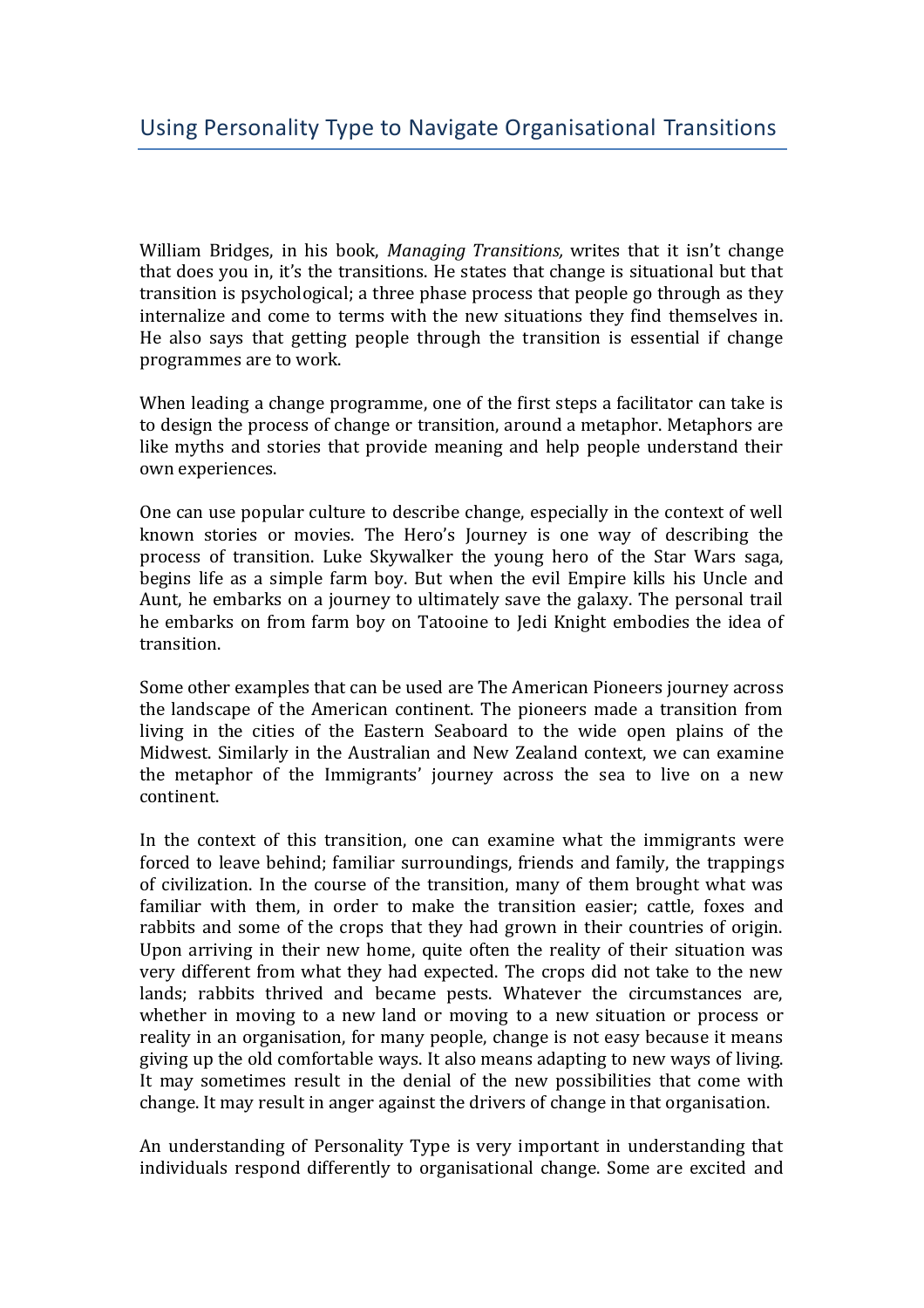# Using Personality Type to Navigate Organisational Transitions

William Bridges, in his book, *Managing Transitions,* writes that it isn't change that does you in, it's the transitions. He states that change is situational but that transition is psychological; a three phase process that people go through as they internalize and come to terms with the new situations they find themselves in. He also says that getting people through the transition is essential if change programmes are to work.

When leading a change programme, one of the first steps a facilitator can take is to design the process of change or transition, around a metaphor. Metaphors are like myths and stories that provide meaning and help people understand their own experiences.

One can use popular culture to describe change, especially in the context of well known stories or movies. The Hero's Journey is one way of describing the process of transition. Luke Skywalker the young hero of the Star Wars saga, begins life as a simple farm boy. But when the evil Empire kills his Uncle and Aunt, he embarks on a journey to ultimately save the galaxy. The personal trail he embarks on from farm boy on Tatooine to Jedi Knight embodies the idea of transition.

Some other examples that can be used are The American Pioneers journey across the landscape of the American continent. The pioneers made a transition from living in the cities of the Eastern Seaboard to the wide open plains of the Midwest. Similarly in the Australian and New Zealand context, we can examine the metaphor of the Immigrants' journey across the sea to live on a new continent.

In the context of this transition, one can examine what the immigrants were forced to leave behind; familiar surroundings, friends and family, the trappings of civilization. In the course of the transition, many of them brought what was familiar with them, in order to make the transition easier; cattle, foxes and rabbits and some of the crops that they had grown in their countries of origin. Upon arriving in their new home, quite often the reality of their situation was very different from what they had expected. The crops did not take to the new lands; rabbits thrived and became pests. Whatever the circumstances are, whether in moving to a new land or moving to a new situation or process or reality in an organisation, for many people, change is not easy because it means giving up the old comfortable ways. It also means adapting to new ways of living. It may sometimes result in the denial of the new possibilities that come with change. It may result in anger against the drivers of change in that organisation.

An understanding of Personality Type is very important in understanding that individuals respond differently to organisational change. Some are excited and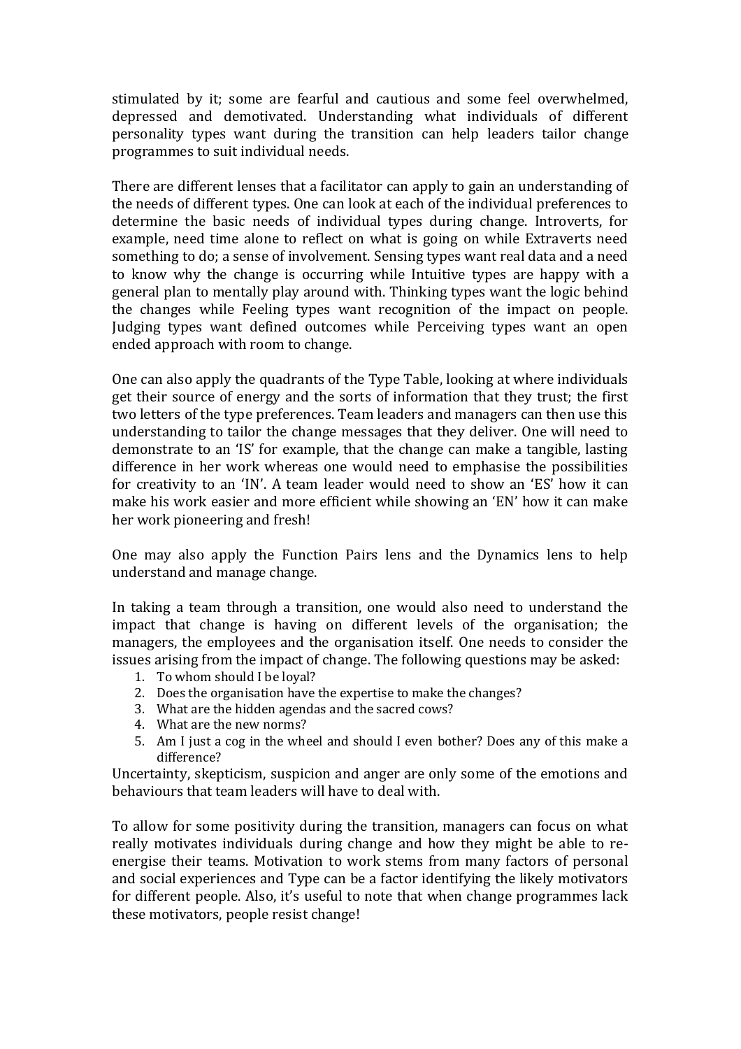stimulated by it; some are fearful and cautious and some feel overwhelmed, depressed and demotivated. Understanding what individuals of different personality types want during the transition can help leaders tailor change programmes to suit individual needs.

There are different lenses that a facilitator can apply to gain an understanding of the needs of different types. One can look at each of the individual preferences to determine the basic needs of individual types during change. Introverts, for example, need time alone to reflect on what is going on while Extraverts need something to do; a sense of involvement. Sensing types want real data and a need to know why the change is occurring while Intuitive types are happy with a general plan to mentally play around with. Thinking types want the logic behind the changes while Feeling types want recognition of the impact on people. Judging types want defined outcomes while Perceiving types want an open ended approach with room to change.

One can also apply the quadrants of the Type Table, looking at where individuals get their source of energy and the sorts of information that they trust; the first two letters of the type preferences. Team leaders and managers can then use this understanding to tailor the change messages that they deliver. One will need to demonstrate to an 'IS' for example, that the change can make a tangible, lasting difference in her work whereas one would need to emphasise the possibilities for creativity to an 'IN'. A team leader would need to show an 'ES' how it can make his work easier and more efficient while showing an 'EN' how it can make her work pioneering and fresh!

One may also apply the Function Pairs lens and the Dynamics lens to help understand and manage change.

In taking a team through a transition, one would also need to understand the impact that change is having on different levels of the organisation; the managers, the employees and the organisation itself. One needs to consider the issues arising from the impact of change. The following questions may be asked:

1. To whom should I be loyal?
2. Does the organisation have the expertise to make the changes?
3. What are the hidden agendas and the sacred cows?
4. What are the new norms?
5. Am I just a cog in the wheel and should I even bother? Does any of this make a difference?

Uncertainty, skepticism, suspicion and anger are only some of the emotions and behaviours that team leaders will have to deal with.

To allow for some positivity during the transition, managers can focus on what really motivates individuals during change and how they might be able to re-energise their teams. Motivation to work stems from many factors of personal and social experiences and Type can be a factor identifying the likely motivators for different people. Also, it's useful to note that when change programmes lack these motivators, people resist change!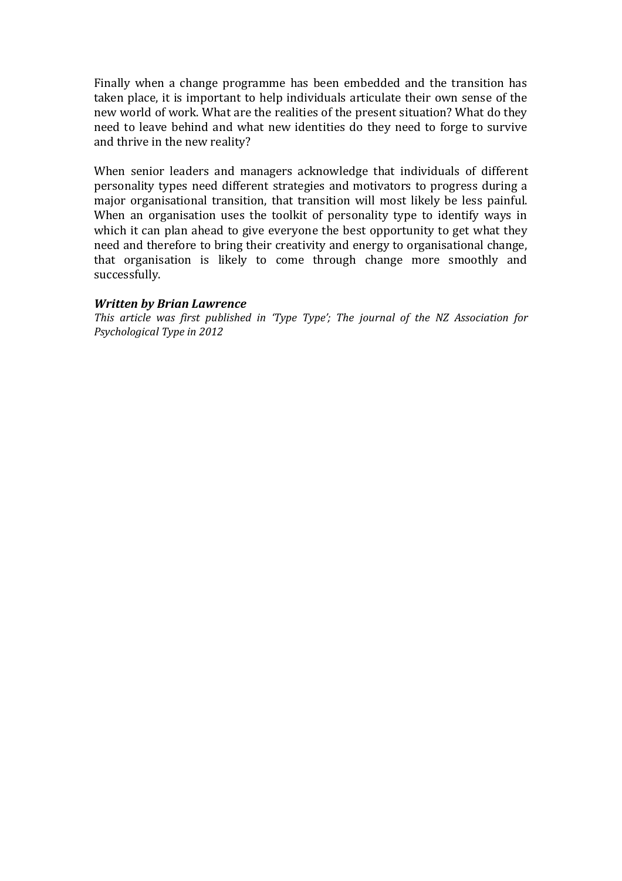Finally when a change programme has been embedded and the transition has taken place, it is important to help individuals articulate their own sense of the new world of work. What are the realities of the present situation? What do they need to leave behind and what new identities do they need to forge to survive and thrive in the new reality?

When senior leaders and managers acknowledge that individuals of different personality types need different strategies and motivators to progress during a major organisational transition, that transition will most likely be less painful. When an organisation uses the toolkit of personality type to identify ways in which it can plan ahead to give everyone the best opportunity to get what they need and therefore to bring their creativity and energy to organisational change, that organisation is likely to come through change more smoothly and successfully.

***Written by Brian Lawrence***

*This article was first published in 'Type Type'; The journal of the NZ Association for Psychological Type in 2012*